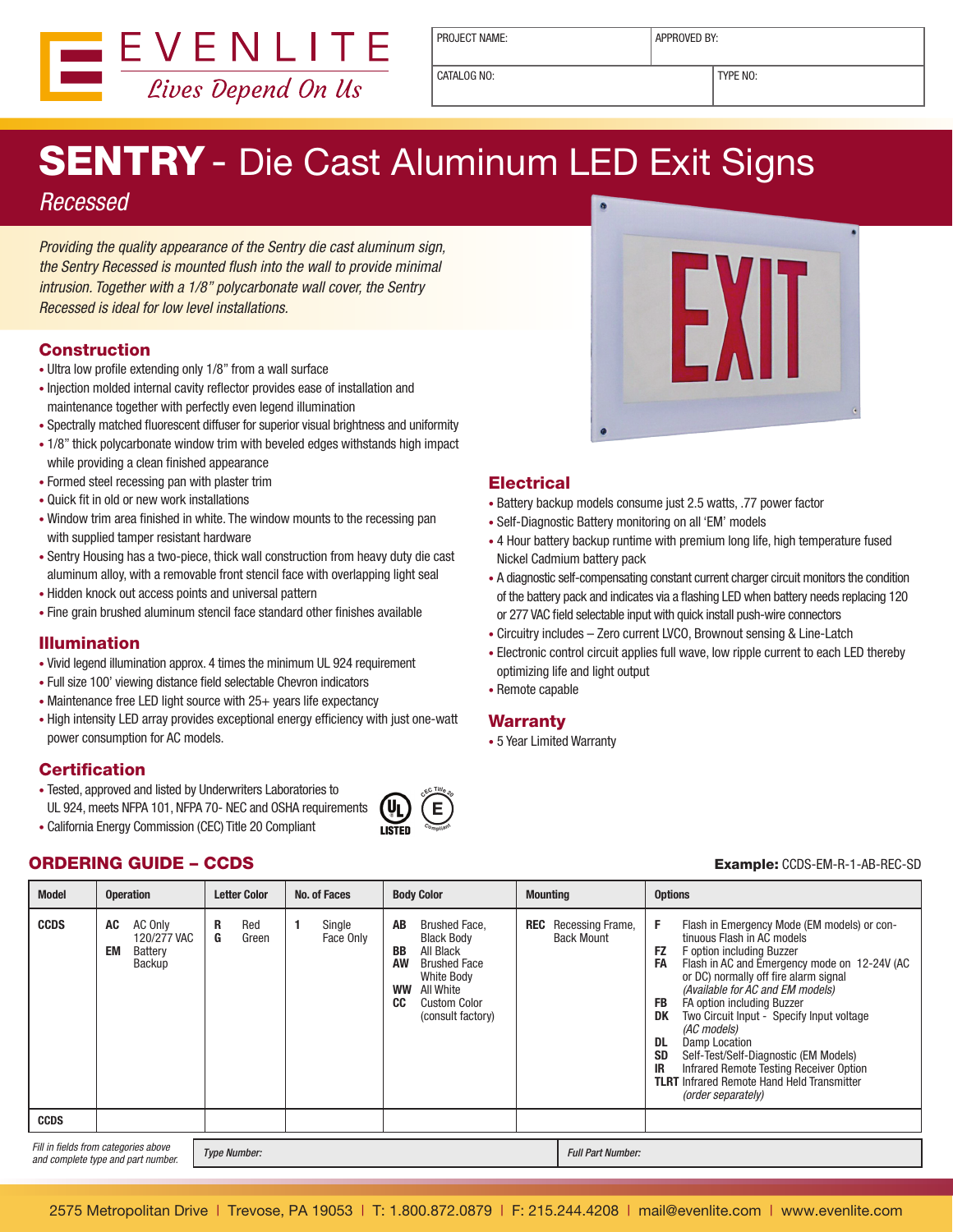# EVENLITE

*Lives Depend On Us*

| PROJECT NAME: | APPROVED BY: |
|---|---|
| CATALOG NO: | TYPE NO: |

# SENTRY - Die Cast Aluminum LED Exit Signs

*Recessed*

*Providing the quality appearance of the Sentry die cast aluminum sign, the Sentry Recessed is mounted flush into the wall to provide minimal intrusion. Together with a 1/8" polycarbonate wall cover, the Sentry Recessed is ideal for low level installations.*

## Construction

- Ultra low profile extending only 1/8" from a wall surface
- Injection molded internal cavity reflector provides ease of installation and maintenance together with perfectly even legend illumination
- Spectrally matched fluorescent diffuser for superior visual brightness and uniformity
- 1/8" thick polycarbonate window trim with beveled edges withstands high impact while providing a clean finished appearance
- Formed steel recessing pan with plaster trim
- Quick fit in old or new work installations
- Window trim area finished in white. The window mounts to the recessing pan with supplied tamper resistant hardware
- Sentry Housing has a two-piece, thick wall construction from heavy duty die cast aluminum alloy, with a removable front stencil face with overlapping light seal
- Hidden knock out access points and universal pattern
- Fine grain brushed aluminum stencil face standard other finishes available

## Illumination

- Vivid legend illumination approx. 4 times the minimum UL 924 requirement
- Full size 100' viewing distance field selectable Chevron indicators
- Maintenance free LED light source with 25+ years life expectancy
- High intensity LED array provides exceptional energy efficiency with just one-watt power consumption for AC models.

## Certification

- Tested, approved and listed by Underwriters Laboratories to UL 924, meets NFPA 101, NFPA 70- NEC and OSHA requirements
- California Energy Commission (CEC) Title 20 Compliant

## Electrical

- Battery backup models consume just 2.5 watts, .77 power factor
- Self-Diagnostic Battery monitoring on all 'EM' models
- 4 Hour battery backup runtime with premium long life, high temperature fused Nickel Cadmium battery pack
- A diagnostic self-compensating constant current charger circuit monitors the condition of the battery pack and indicates via a flashing LED when battery needs replacing 120 or 277 VAC field selectable input with quick install push-wire connectors
- Circuitry includes – Zero current LVCO, Brownout sensing & Line-Latch
- Electronic control circuit applies full wave, low ripple current to each LED thereby optimizing life and light output
- Remote capable

## Warranty

- 5 Year Limited Warranty

## ORDERING GUIDE – CCDS

**Example:** CCDS-EM-R-1-AB-REC-SD

| Model | Operation | Letter Color | No. of Faces | Body Color | Mounting | Options |
|---|---|---|---|---|---|---|
| **CCDS** | **AC** AC Only 120/277 VAC<br>**EM** Battery Backup | **R** Red<br>**G** Green | **1** Single Face Only | **AB** Brushed Face, Black Body<br>**BB** All Black<br>**AW** Brushed Face White Body<br>**WW** All White<br>**CC** Custom Color (consult factory) | **REC** Recessing Frame, Back Mount | **F** Flash in Emergency Mode (EM models) or continuous Flash in AC models<br>**FZ** F option including Buzzer<br>**FA** Flash in AC and Emergency mode on 12-24V (AC or DC) normally off fire alarm signal *(Available for AC and EM models)*<br>**FB** FA option including Buzzer<br>**DK** Two Circuit Input - Specify Input voltage *(AC models)*<br>**DL** Damp Location<br>**SD** Self-Test/Self-Diagnostic (EM Models)<br>**IR** Infrared Remote Testing Receiver Option<br>**TLRT** Infrared Remote Hand Held Transmitter *(order separately)* |
| **CCDS** | | | | | | |

*Fill in fields from categories above and complete type and part number.*

| *Type Number:* | *Full Part Number:* |
|---|---|
| | |

2575 Metropolitan Drive | Trevose, PA 19053 | T: 1.800.872.0879 | F: 215.244.4208 | mail@evenlite.com | www.evenlite.com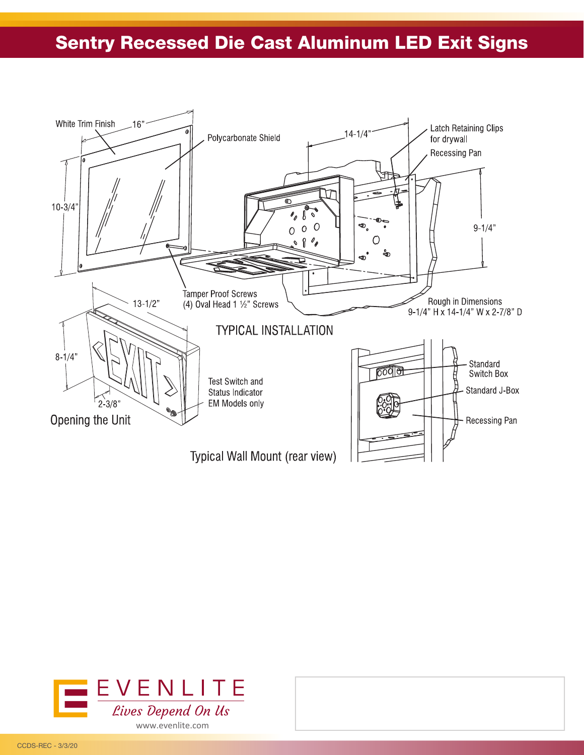# Sentry Recessed Die Cast Aluminum LED Exit Signs

White Trim Finish

16"

10-3/4"

Polycarbonate Shield

14-1/4"

Latch Retaining Clips for drywall

Recessing Pan

9-1/4"

Tamper Proof Screws (4) Oval Head 1 ½" Screws

Rough in Dimensions 9-1/4" H x 14-1/4" W x 2-7/8" D

13-1/2"

8-1/4"

2-3/8"

TYPICAL INSTALLATION

Test Switch and Status Indicator EM Models only

Opening the Unit

Standard Switch Box

Standard J-Box

Recessing Pan

Typical Wall Mount (rear view)

EVENLITE

*Lives Depend On Us*

www.evenlite.com

CCDS-REC - 3/3/20